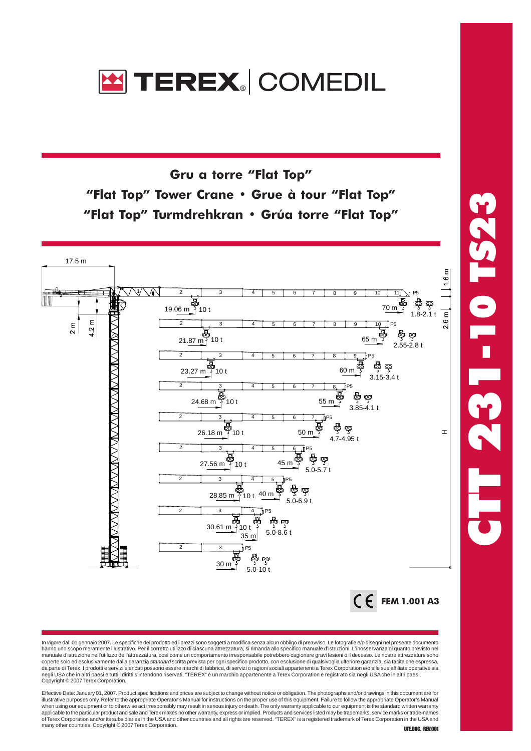# TEREX | COMEDIL

## Gru a torre "Flat Top"

## "Flat Top" Tower Crane • Grue à tour "Flat Top"

## "Flat Top" Turmdrehkran • Grúa torre "Flat Top"

17.5 m

2 m

4.2 m

1.6 m

2.6 m

H

| Jib length | Max load radius | Max load | Tip load |
|---|---|---|---|
| 70 m | 19.06 m | 10 t | 1.8-2.1 t |
| 65 m | 21.87 m | 10 t | 2.55-2.8 t |
| 60 m | 23.27 m | 10 t | 3.15-3.4 t |
| 55 m | 24.68 m | 10 t | 3.85-4.1 t |
| 50 m | 26.18 m | 10 t | 4.7-4.95 t |
| 45 m | 27.56 m | 10 t | 5.0-5.7 t |
| 40 m | 28.85 m | 10 t | 5.0-6.9 t |
| 35 m | 30.61 m | 10 t | 5.0-8.6 t |
| 30 m | 30 m | | 5.0-10 t |

CE **FEM 1.001 A3**

# CTT 231-10 TS23

In vigore dal: 01 gennaio 2007. Le specifiche del prodotto ed i prezzi sono soggetti a modifica senza alcun obbligo di preavviso. Le fotografie e/o disegni nel presente documento hanno uno scopo meramente illustrativo. Per il corretto utilizzo di ciascuna attrezzatura, si rimanda allo specifico manuale d'istruzioni. L'inosservanza di quanto previsto nel manuale d'istruzione nell'utilizzo dell'attrezzatura, così come un comportamento irresponsabile potrebbero cagionare gravi lesioni o il decesso. Le nostre attrezzature sono coperte solo ed esclusivamente dalla garanzia *standard* scritta prevista per ogni specifico prodotto, con esclusione di qualsivoglia ulteriore garanzia, sia tacita che espressa, da parte di Terex. I prodotti e servizi elencati possono essere marchi di fabbrica, di servizi o ragioni sociali appartenenti a Terex Corporation e/o alle sue affiliate operative sia negli USA che in altri paesi e tutti i diritti s'intendono riservati. "TEREX" è un marchio appartenente a Terex Corporation e registrato sia negli USA che in altri paesi. Copyright © 2007 Terex Corporation.

Effective Date: January 01, 2007. Product specifications and prices are subject to change without notice or obligation. The photographs and/or drawings in this document are for illustrative purposes only. Refer to the appropriate Operator's Manual for instructions on the proper use of this equipment. Failure to follow the appropriate Operator's Manual when using our equipment or to otherwise act irresponsibly may result in serious injury or death. The only warranty applicable to our equipment is the standard written warranty applicable to the particular product and sale and Terex makes no other warranty, express or implied. Products and services listed may be trademarks, service marks or trade-names of Terex Corporation and/or its subsidiaries in the USA and other countries and all rights are reserved. "TEREX" is a registered trademark of Terex Corporation in the USA and many other countries. Copyright © 2007 Terex Corporation.

UTE.DOC. REV.001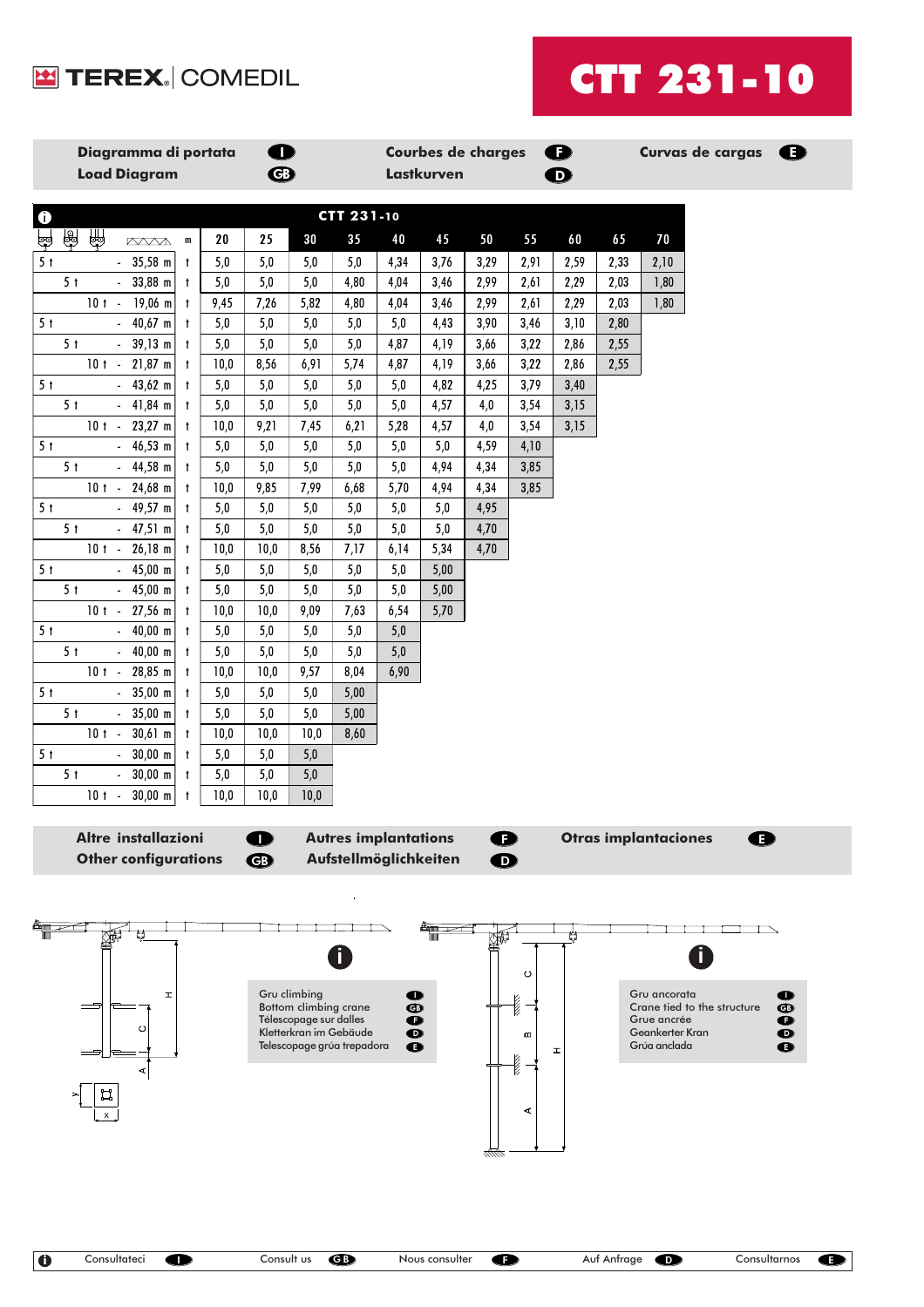# CTT 231-10

**Diagramma di portata** (I) **Load Diagram** (GB) | **Courbes de charges** (F) **Lastkurven** (D) | **Curvas de cargas** (E)

| CTT 231-10 | | m | 20 | 25 | 30 | 35 | 40 | 45 | 50 | 55 | 60 | 65 | 70 |
|---|---|---|---|---|---|---|---|---|---|---|---|---|---|
| 5 t | - 35,58 m | t | 5,0 | 5,0 | 5,0 | 5,0 | 4,34 | 3,76 | 3,29 | 2,91 | 2,59 | 2,33 | 2,10 |
| 5 t | - 33,88 m | t | 5,0 | 5,0 | 5,0 | 4,80 | 4,04 | 3,46 | 2,99 | 2,61 | 2,29 | 2,03 | 1,80 |
| 10 t | - 19,06 m | t | 9,45 | 7,26 | 5,82 | 4,80 | 4,04 | 3,46 | 2,99 | 2,61 | 2,29 | 2,03 | 1,80 |
| 5 t | - 40,67 m | t | 5,0 | 5,0 | 5,0 | 5,0 | 5,0 | 4,43 | 3,90 | 3,46 | 3,10 | 2,80 | |
| 5 t | - 39,13 m | t | 5,0 | 5,0 | 5,0 | 5,0 | 4,87 | 4,19 | 3,66 | 3,22 | 2,86 | 2,55 | |
| 10 t | - 21,87 m | t | 10,0 | 8,56 | 6,91 | 5,74 | 4,87 | 4,19 | 3,66 | 3,22 | 2,86 | 2,55 | |
| 5 t | - 43,62 m | t | 5,0 | 5,0 | 5,0 | 5,0 | 5,0 | 4,82 | 4,25 | 3,79 | 3,40 | | |
| 5 t | - 41,84 m | t | 5,0 | 5,0 | 5,0 | 5,0 | 5,0 | 4,57 | 4,0 | 3,54 | 3,15 | | |
| 10 t | - 23,27 m | t | 10,0 | 9,21 | 7,45 | 6,21 | 5,28 | 4,57 | 4,0 | 3,54 | 3,15 | | |
| 5 t | - 46,53 m | t | 5,0 | 5,0 | 5,0 | 5,0 | 5,0 | 5,0 | 4,59 | 4,10 | | | |
| 5 t | - 44,58 m | t | 5,0 | 5,0 | 5,0 | 5,0 | 5,0 | 4,94 | 4,34 | 3,85 | | | |
| 10 t | - 24,68 m | t | 10,0 | 9,85 | 7,99 | 6,68 | 5,70 | 4,94 | 4,34 | 3,85 | | | |
| 5 t | - 49,57 m | t | 5,0 | 5,0 | 5,0 | 5,0 | 5,0 | 5,0 | 4,95 | | | | |
| 5 t | - 47,51 m | t | 5,0 | 5,0 | 5,0 | 5,0 | 5,0 | 5,0 | 4,70 | | | | |
| 10 t | - 26,18 m | t | 10,0 | 10,0 | 8,56 | 7,17 | 6,14 | 5,34 | 4,70 | | | | |
| 5 t | - 45,00 m | t | 5,0 | 5,0 | 5,0 | 5,0 | 5,0 | 5,00 | | | | | |
| 5 t | - 45,00 m | t | 5,0 | 5,0 | 5,0 | 5,0 | 5,0 | 5,00 | | | | | |
| 10 t | - 27,56 m | t | 10,0 | 10,0 | 9,09 | 7,63 | 6,54 | 5,70 | | | | | |
| 5 t | - 40,00 m | t | 5,0 | 5,0 | 5,0 | 5,0 | 5,0 | | | | | | |
| 5 t | - 40,00 m | t | 5,0 | 5,0 | 5,0 | 5,0 | 5,0 | | | | | | |
| 10 t | - 28,85 m | t | 10,0 | 10,0 | 9,57 | 8,04 | 6,90 | | | | | | |
| 5 t | - 35,00 m | t | 5,0 | 5,0 | 5,0 | 5,00 | | | | | | | |
| 5 t | - 35,00 m | t | 5,0 | 5,0 | 5,0 | 5,00 | | | | | | | |
| 10 t | - 30,61 m | t | 10,0 | 10,0 | 10,0 | 8,60 | | | | | | | |
| 5 t | - 30,00 m | t | 5,0 | 5,0 | 5,0 | | | | | | | | |
| 5 t | - 30,00 m | t | 5,0 | 5,0 | 5,0 | | | | | | | | |
| 10 t | - 30,00 m | t | 10,0 | 10,0 | 10,0 | | | | | | | | |

**Altre installazioni** (I) **Other configurations** (GB) | **Autres implantations** (F) **Aufstellmöglichkeiten** (D) | **Otras implantaciones** (E)

Gru climbing (I)
Bottom climbing crane (GB)
Télescopage sur dalles (F)
Kletterkran im Gebäude (D)
Telescopage grúa trepadora (E)

Gru ancorata (I)
Crane tied to the structure (GB)
Grue ancrée (F)
Geankerter Kran (D)
Grúa anclada (E)

Consultateci (I) | Consult us (GB) | Nous consulter (F) | Auf Anfrage (D) | Consultarnos (E)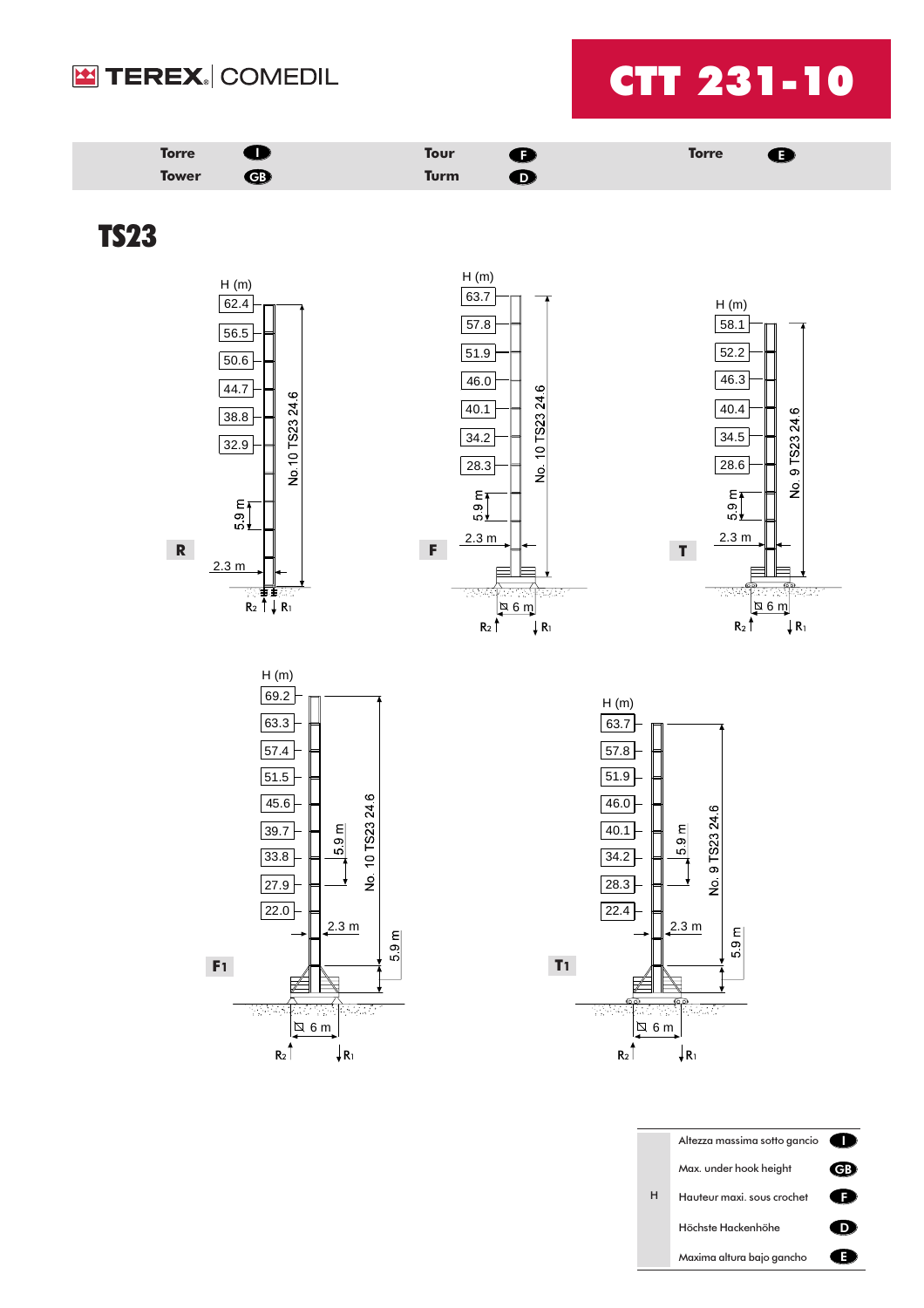TEREX | COMEDIL

# CTT 231-10

| Torre (I) | Tour (F) | Torre (E) |
|---|---|---|
| Tower (GB) | Turm (D) | |

## TS23

**R**

H (m): 62.4, 56.5, 50.6, 44.7, 38.8, 32.9

No. 10 TS23 24.6 — 5.9 m — 2.3 m — $R_2$ $R_1$

**F**

H (m): 63.7, 57.8, 51.9, 46.0, 40.1, 34.2, 28.3

No. 10 TS23 24.6 — 5.9 m — 2.3 m — ⊠ 6 m — $R_2$ $R_1$

**T**

H (m): 58.1, 52.2, 46.3, 40.4, 34.5, 28.6

No. 9 TS23 24.6 — 5.9 m — 2.3 m — ⊠ 6 m — $R_2$ $R_1$

**F1**

H (m): 69.2, 63.3, 57.4, 51.5, 45.6, 39.7, 33.8, 27.9, 22.0

No. 10 TS23 24.6 — 5.9 m — 2.3 m — 5.9 m — ⊠ 6 m — $R_2$ $R_1$

**T1**

H (m): 63.7, 57.8, 51.9, 46.0, 40.1, 34.2, 28.3, 22.4

No. 9 TS23 24.6 — 5.9 m — 2.3 m — 5.9 m — ⊠ 6 m — $R_2$ $R_1$

| | | |
|---|---|---|
| H | Altezza massima sotto gancio | I |
| | Max. under hook height | GB |
| | Hauteur maxi. sous crochet | F |
| | Höchste Hackenhöhe | D |
| | Maxima altura bajo gancho | E |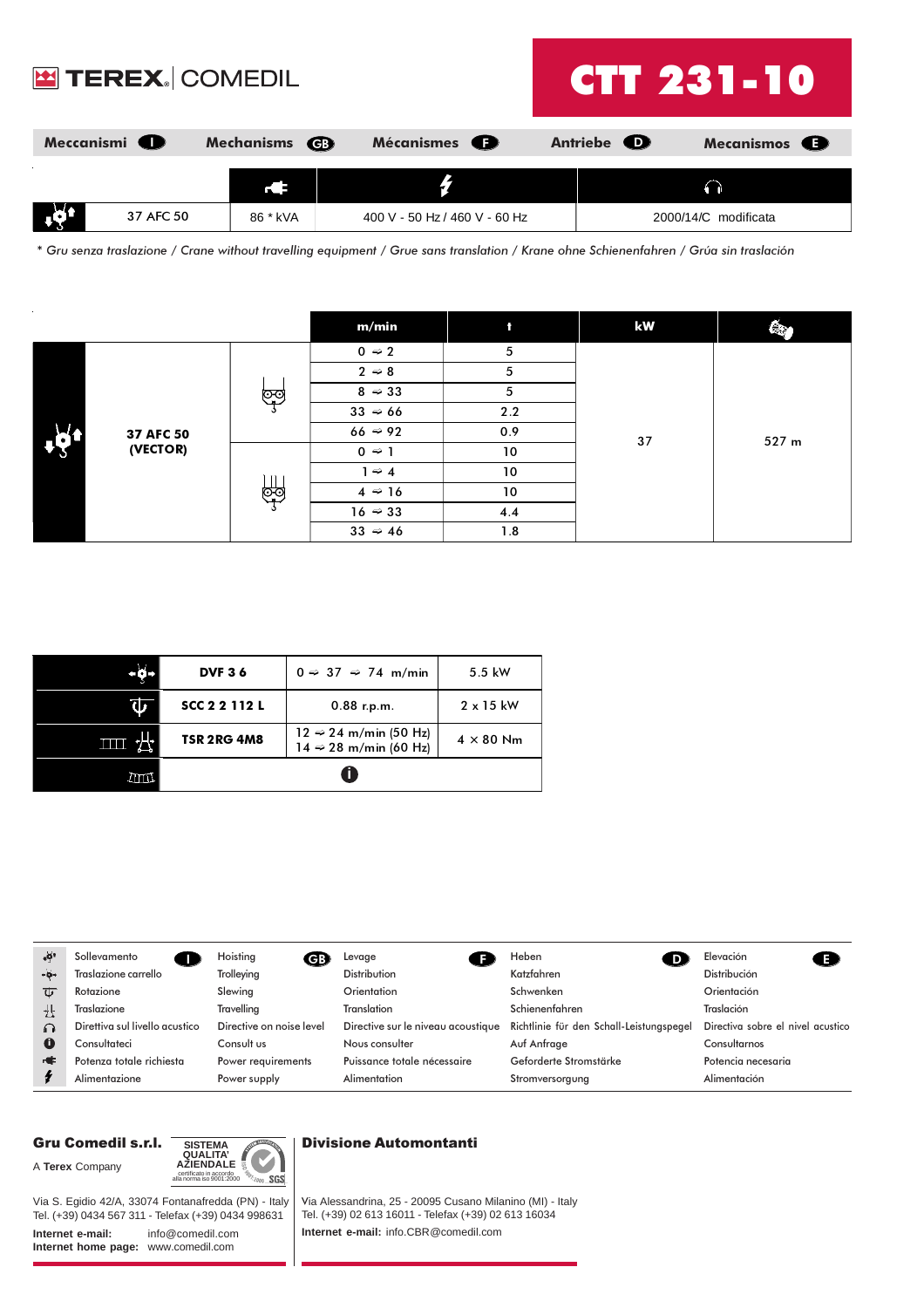TEREX | COMEDIL

# CTT 231-10

| Meccanismi (I) | Mechanisms (GB) | Mécanismes (F) | Antriebe (D) | Mecanismos (E) |
|---|---|---|---|---|

| | | Power requirements | Power supply | Directive on noise level |
|---|---|---|---|---|
| Hoisting | 37 AFC 50 | 86 * kVA | 400 V - 50 Hz / 460 V - 60 Hz | 2000/14/C modificata |

*\* Gru senza traslazione / Crane without travelling equipment / Grue sans translation / Krane ohne Schienenfahren / Grúa sin traslación*

| | | | m/min | t | kW | |
|---|---|---|---|---|---|---|
| Hoisting | 37 AFC 50 (VECTOR) | 2 falls | 0 ⇝ 2 | 5 | 37 | 527 m |
| | | | 2 ⇝ 8 | 5 | | |
| | | | 8 ⇝ 33 | 5 | | |
| | | | 33 ⇝ 66 | 2.2 | | |
| | | | 66 ⇝ 92 | 0.9 | | |
| | | 4 falls | 0 ⇝ 1 | 10 | | |
| | | | 1 ⇝ 4 | 10 | | |
| | | | 4 ⇝ 16 | 10 | | |
| | | | 16 ⇝ 33 | 4.4 | | |
| | | | 33 ⇝ 46 | 1.8 | | |

| | | | |
|---|---|---|---|
| Trolleying | DVF 3 6 | 0 ⇝ 37 ⇝ 74 m/min | 5.5 kW |
| Slewing | SCC 2 2 112 L | 0.88 r.p.m. | 2 x 15 kW |
| Travelling | TSR 2RG 4M8 | 12 ⇝ 24 m/min (50 Hz)<br>14 ⇝ 28 m/min (60 Hz) | 4 × 80 Nm |
| Travelling | Consult us | | |

| I | GB | F | D | E |
|---|---|---|---|---|
| Sollevamento | Hoisting | Levage | Heben | Elevación |
| Traslazione carrello | Trolleying | Distribution | Katzfahren | Distribución |
| Rotazione | Slewing | Orientation | Schwenken | Orientación |
| Traslazione | Travelling | Translation | Schienenfahren | Traslación |
| Direttiva sul livello acustico | Directive on noise level | Directive sur le niveau acoustique | Richtlinie für den Schall-Leistungspegel | Directiva sobre el nivel acustico |
| Consultateci | Consult us | Nous consulter | Auf Anfrage | Consultarnos |
| Potenza totale richiesta | Power requirements | Puissance totale nécessaire | Geforderte Stromstärke | Potencia necesaria |
| Alimentazione | Power supply | Alimentation | Stromversorgung | Alimentación |

**Gru Comedil s.r.l.**
A **Terex** Company

SISTEMA QUALITA' AZIENDALE certificato in accordo alla norma iso 9001:2000 SGS

Via S. Egidio 42/A, 33074 Fontanafredda (PN) - Italy
Tel. (+39) 0434 567 311 - Telefax (+39) 0434 998631

**Internet e-mail:** info@comedil.com
**Internet home page:** www.comedil.com

**Divisione Automontanti**

Via Alessandrina, 25 - 20095 Cusano Milanino (MI) - Italy
Tel. (+39) 02 613 16011 - Telefax (+39) 02 613 16034

**Internet e-mail:** info.CBR@comedil.com